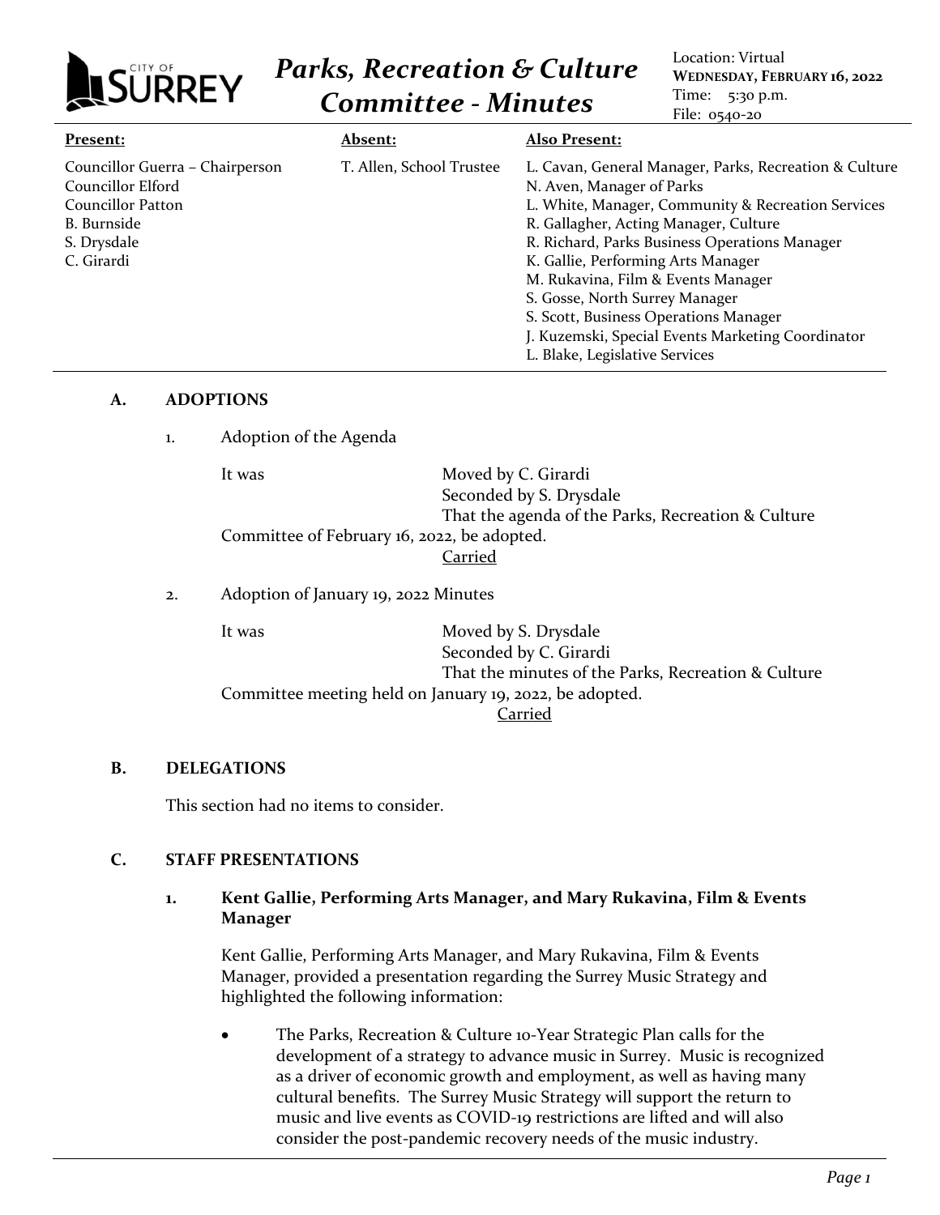# Parks, Recreation & Culture Committee - Minutes

Location: Virtual
**WEDNESDAY, FEBRUARY 16, 2022**
Time: 5:30 p.m.
File: 0540-20

| **Present:** | **Absent:** | **Also Present:** |
|---|---|---|
| Councillor Guerra – Chairperson<br>Councillor Elford<br>Councillor Patton<br>B. Burnside<br>S. Drysdale<br>C. Girardi | T. Allen, School Trustee | L. Cavan, General Manager, Parks, Recreation & Culture<br>N. Aven, Manager of Parks<br>L. White, Manager, Community & Recreation Services<br>R. Gallagher, Acting Manager, Culture<br>R. Richard, Parks Business Operations Manager<br>K. Gallie, Performing Arts Manager<br>M. Rukavina, Film & Events Manager<br>S. Gosse, North Surrey Manager<br>S. Scott, Business Operations Manager<br>J. Kuzemski, Special Events Marketing Coordinator<br>L. Blake, Legislative Services |

## A. ADOPTIONS

1. Adoption of the Agenda

It was Moved by C. Girardi
Seconded by S. Drysdale
That the agenda of the Parks, Recreation & Culture Committee of February 16, 2022, be adopted.

Carried

2. Adoption of January 19, 2022 Minutes

It was Moved by S. Drysdale
Seconded by C. Girardi
That the minutes of the Parks, Recreation & Culture Committee meeting held on January 19, 2022, be adopted.

Carried

## B. DELEGATIONS

This section had no items to consider.

## C. STAFF PRESENTATIONS

### 1. Kent Gallie, Performing Arts Manager, and Mary Rukavina, Film & Events Manager

Kent Gallie, Performing Arts Manager, and Mary Rukavina, Film & Events Manager, provided a presentation regarding the Surrey Music Strategy and highlighted the following information:

- The Parks, Recreation & Culture 10-Year Strategic Plan calls for the development of a strategy to advance music in Surrey. Music is recognized as a driver of economic growth and employment, as well as having many cultural benefits. The Surrey Music Strategy will support the return to music and live events as COVID-19 restrictions are lifted and will also consider the post-pandemic recovery needs of the music industry.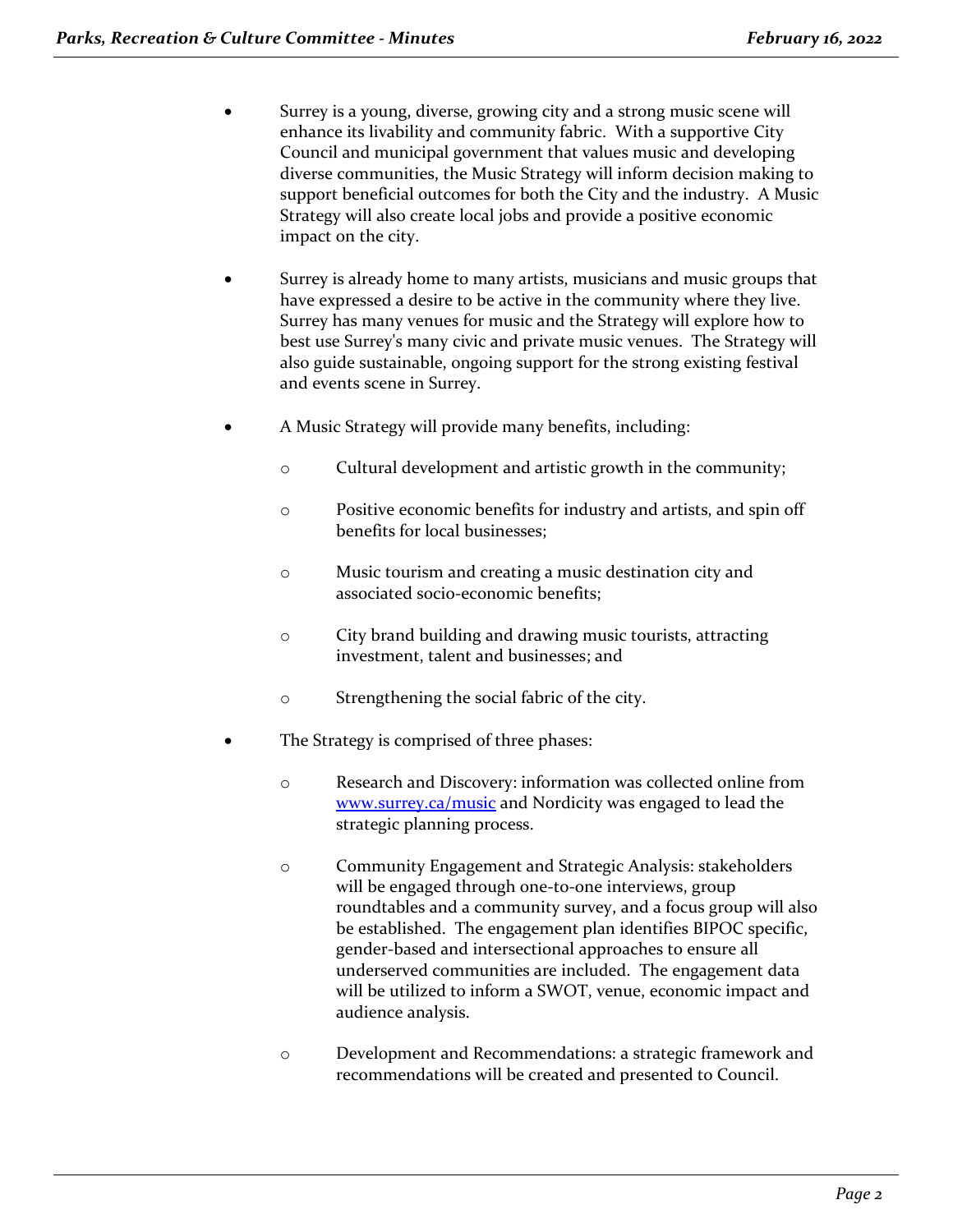- Surrey is a young, diverse, growing city and a strong music scene will enhance its livability and community fabric. With a supportive City Council and municipal government that values music and developing diverse communities, the Music Strategy will inform decision making to support beneficial outcomes for both the City and the industry. A Music Strategy will also create local jobs and provide a positive economic impact on the city.

- Surrey is already home to many artists, musicians and music groups that have expressed a desire to be active in the community where they live. Surrey has many venues for music and the Strategy will explore how to best use Surrey's many civic and private music venues. The Strategy will also guide sustainable, ongoing support for the strong existing festival and events scene in Surrey.

- A Music Strategy will provide many benefits, including:

  - Cultural development and artistic growth in the community;

  - Positive economic benefits for industry and artists, and spin off benefits for local businesses;

  - Music tourism and creating a music destination city and associated socio-economic benefits;

  - City brand building and drawing music tourists, attracting investment, talent and businesses; and

  - Strengthening the social fabric of the city.

- The Strategy is comprised of three phases:

  - Research and Discovery: information was collected online from [www.surrey.ca/music](www.surrey.ca/music) and Nordicity was engaged to lead the strategic planning process.

  - Community Engagement and Strategic Analysis: stakeholders will be engaged through one-to-one interviews, group roundtables and a community survey, and a focus group will also be established. The engagement plan identifies BIPOC specific, gender-based and intersectional approaches to ensure all underserved communities are included. The engagement data will be utilized to inform a SWOT, venue, economic impact and audience analysis.

  - Development and Recommendations: a strategic framework and recommendations will be created and presented to Council.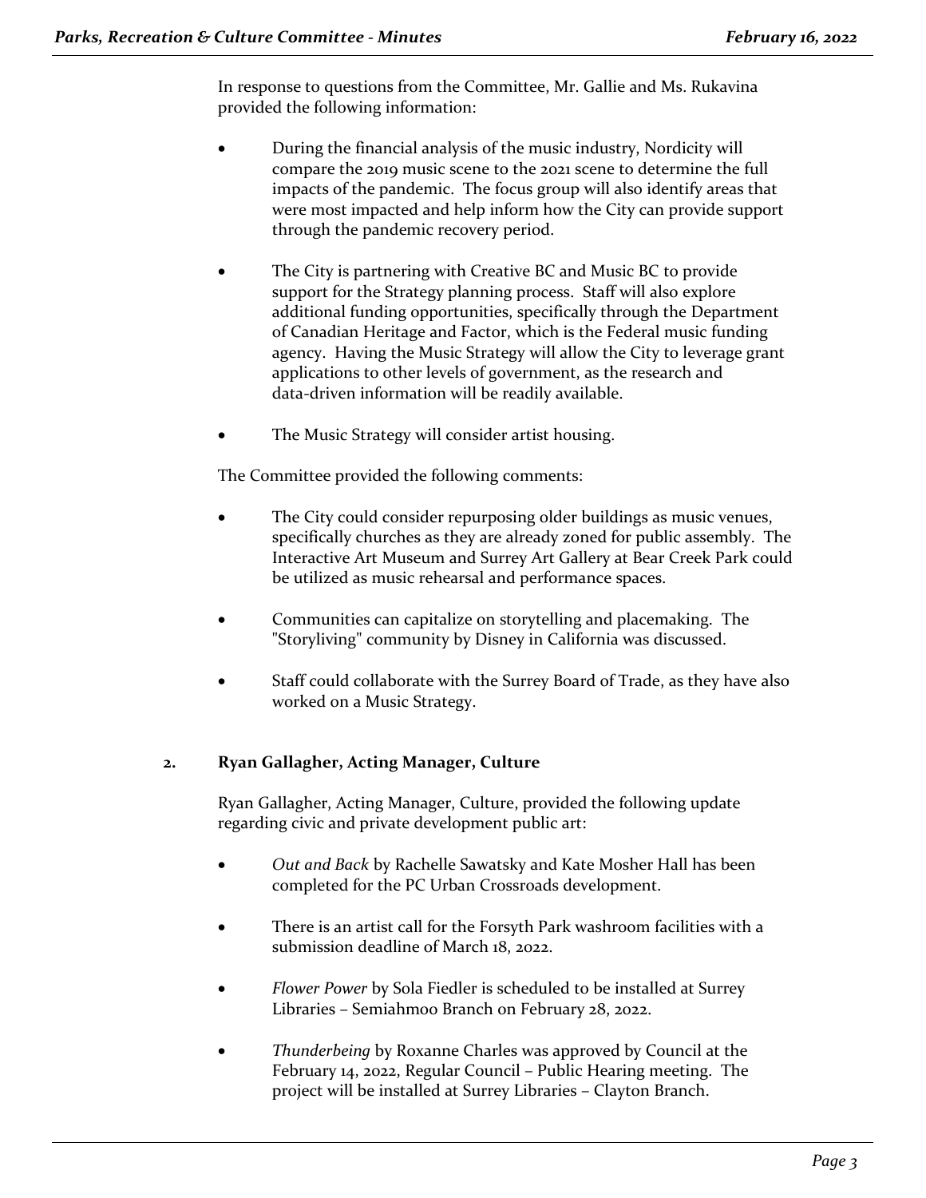In response to questions from the Committee, Mr. Gallie and Ms. Rukavina provided the following information:

- During the financial analysis of the music industry, Nordicity will compare the 2019 music scene to the 2021 scene to determine the full impacts of the pandemic. The focus group will also identify areas that were most impacted and help inform how the City can provide support through the pandemic recovery period.

- The City is partnering with Creative BC and Music BC to provide support for the Strategy planning process. Staff will also explore additional funding opportunities, specifically through the Department of Canadian Heritage and Factor, which is the Federal music funding agency. Having the Music Strategy will allow the City to leverage grant applications to other levels of government, as the research and data-driven information will be readily available.

- The Music Strategy will consider artist housing.

The Committee provided the following comments:

- The City could consider repurposing older buildings as music venues, specifically churches as they are already zoned for public assembly. The Interactive Art Museum and Surrey Art Gallery at Bear Creek Park could be utilized as music rehearsal and performance spaces.

- Communities can capitalize on storytelling and placemaking. The "Storyliving" community by Disney in California was discussed.

- Staff could collaborate with the Surrey Board of Trade, as they have also worked on a Music Strategy.

**2. Ryan Gallagher, Acting Manager, Culture**

Ryan Gallagher, Acting Manager, Culture, provided the following update regarding civic and private development public art:

- *Out and Back* by Rachelle Sawatsky and Kate Mosher Hall has been completed for the PC Urban Crossroads development.

- There is an artist call for the Forsyth Park washroom facilities with a submission deadline of March 18, 2022.

- *Flower Power* by Sola Fiedler is scheduled to be installed at Surrey Libraries – Semiahmoo Branch on February 28, 2022.

- *Thunderbeing* by Roxanne Charles was approved by Council at the February 14, 2022, Regular Council – Public Hearing meeting. The project will be installed at Surrey Libraries – Clayton Branch.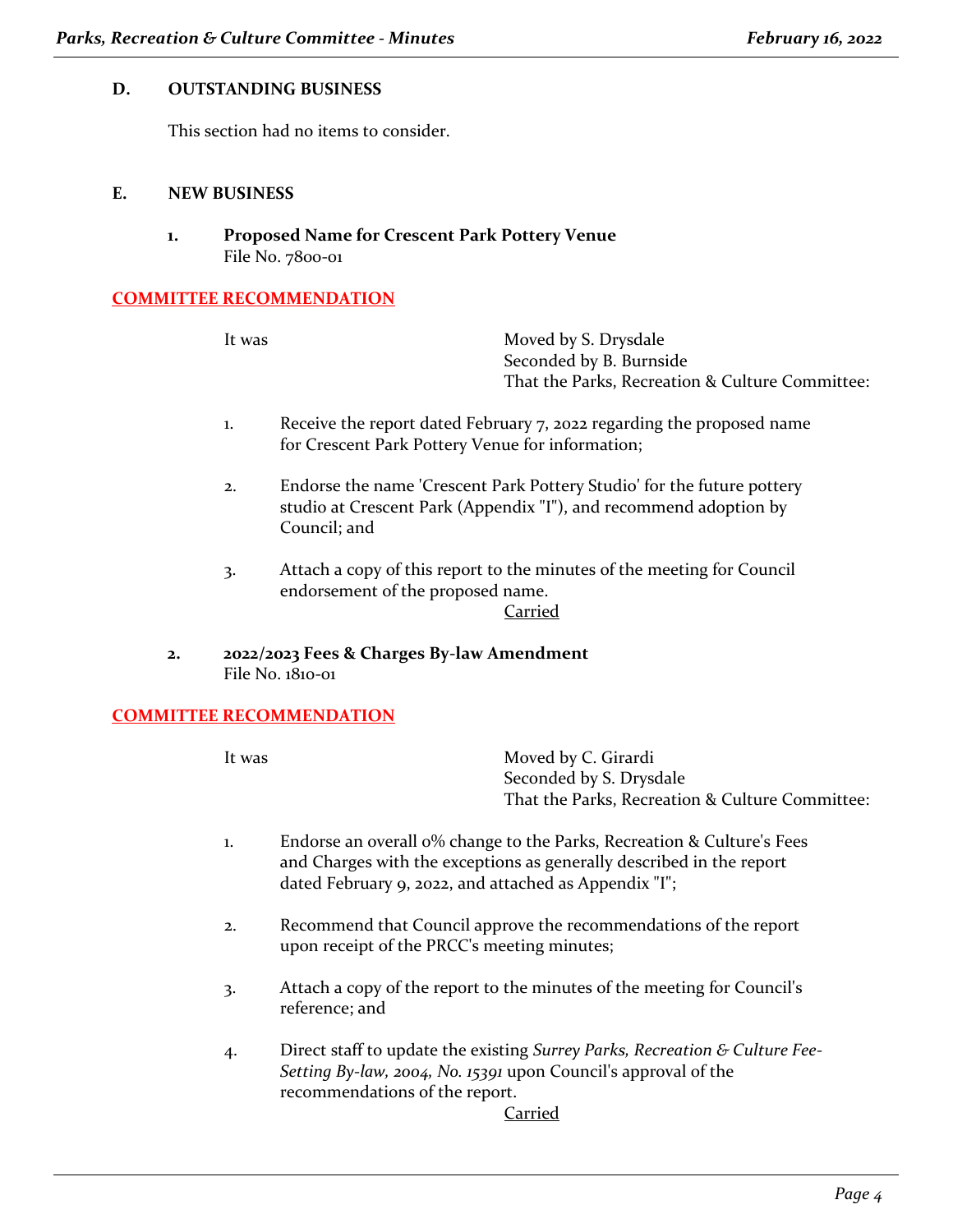## D. OUTSTANDING BUSINESS

This section had no items to consider.

## E. NEW BUSINESS

### 1. Proposed Name for Crescent Park Pottery Venue

File No. 7800-01

**COMMITTEE RECOMMENDATION**

It was

Moved by S. Drysdale
Seconded by B. Burnside
That the Parks, Recreation & Culture Committee:

1. Receive the report dated February 7, 2022 regarding the proposed name for Crescent Park Pottery Venue for information;
2. Endorse the name 'Crescent Park Pottery Studio' for the future pottery studio at Crescent Park (Appendix "I"), and recommend adoption by Council; and
3. Attach a copy of this report to the minutes of the meeting for Council endorsement of the proposed name.

Carried

### 2. 2022/2023 Fees & Charges By-law Amendment

File No. 1810-01

**COMMITTEE RECOMMENDATION**

It was

Moved by C. Girardi
Seconded by S. Drysdale
That the Parks, Recreation & Culture Committee:

1. Endorse an overall 0% change to the Parks, Recreation & Culture's Fees and Charges with the exceptions as generally described in the report dated February 9, 2022, and attached as Appendix "I";
2. Recommend that Council approve the recommendations of the report upon receipt of the PRCC's meeting minutes;
3. Attach a copy of the report to the minutes of the meeting for Council's reference; and
4. Direct staff to update the existing *Surrey Parks, Recreation & Culture Fee-Setting By-law, 2004, No. 15391* upon Council's approval of the recommendations of the report.

Carried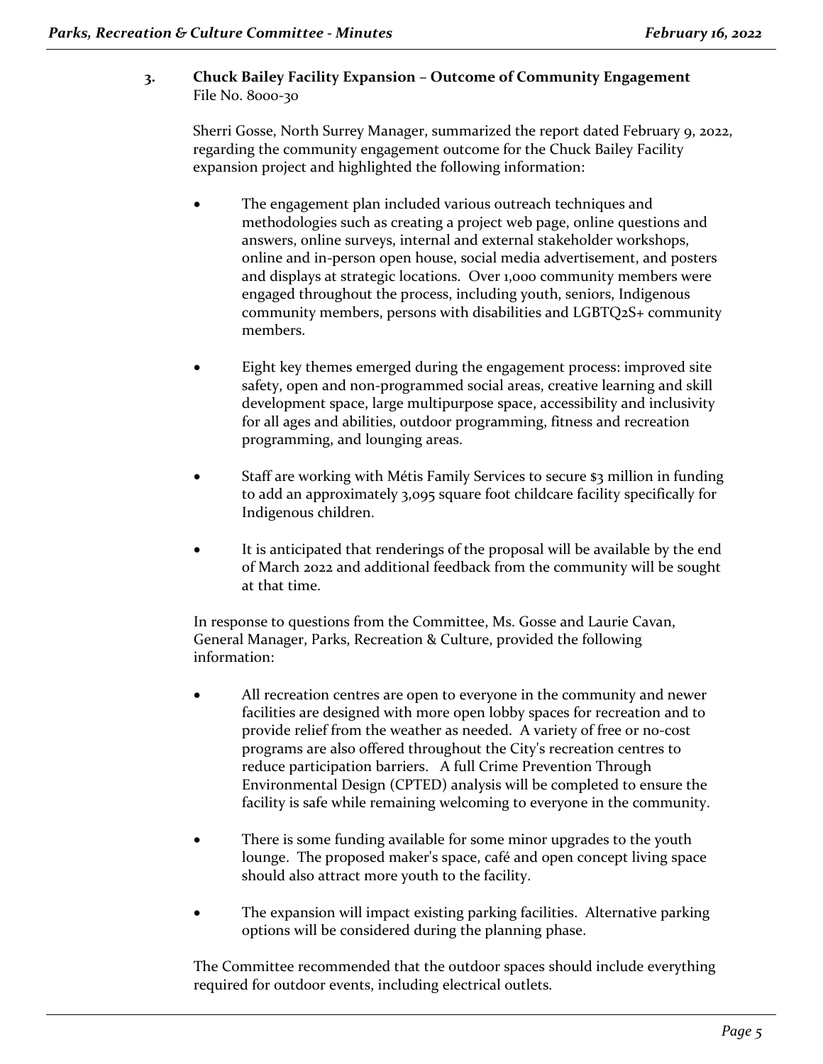### 3. Chuck Bailey Facility Expansion – Outcome of Community Engagement

File No. 8000-30

Sherri Gosse, North Surrey Manager, summarized the report dated February 9, 2022, regarding the community engagement outcome for the Chuck Bailey Facility expansion project and highlighted the following information:

- The engagement plan included various outreach techniques and methodologies such as creating a project web page, online questions and answers, online surveys, internal and external stakeholder workshops, online and in-person open house, social media advertisement, and posters and displays at strategic locations. Over 1,000 community members were engaged throughout the process, including youth, seniors, Indigenous community members, persons with disabilities and LGBTQ2S+ community members.
- Eight key themes emerged during the engagement process: improved site safety, open and non-programmed social areas, creative learning and skill development space, large multipurpose space, accessibility and inclusivity for all ages and abilities, outdoor programming, fitness and recreation programming, and lounging areas.
- Staff are working with Métis Family Services to secure $3 million in funding to add an approximately 3,095 square foot childcare facility specifically for Indigenous children.
- It is anticipated that renderings of the proposal will be available by the end of March 2022 and additional feedback from the community will be sought at that time.

In response to questions from the Committee, Ms. Gosse and Laurie Cavan, General Manager, Parks, Recreation & Culture, provided the following information:

- All recreation centres are open to everyone in the community and newer facilities are designed with more open lobby spaces for recreation and to provide relief from the weather as needed. A variety of free or no-cost programs are also offered throughout the City's recreation centres to reduce participation barriers. A full Crime Prevention Through Environmental Design (CPTED) analysis will be completed to ensure the facility is safe while remaining welcoming to everyone in the community.
- There is some funding available for some minor upgrades to the youth lounge. The proposed maker's space, café and open concept living space should also attract more youth to the facility.
- The expansion will impact existing parking facilities. Alternative parking options will be considered during the planning phase.

The Committee recommended that the outdoor spaces should include everything required for outdoor events, including electrical outlets.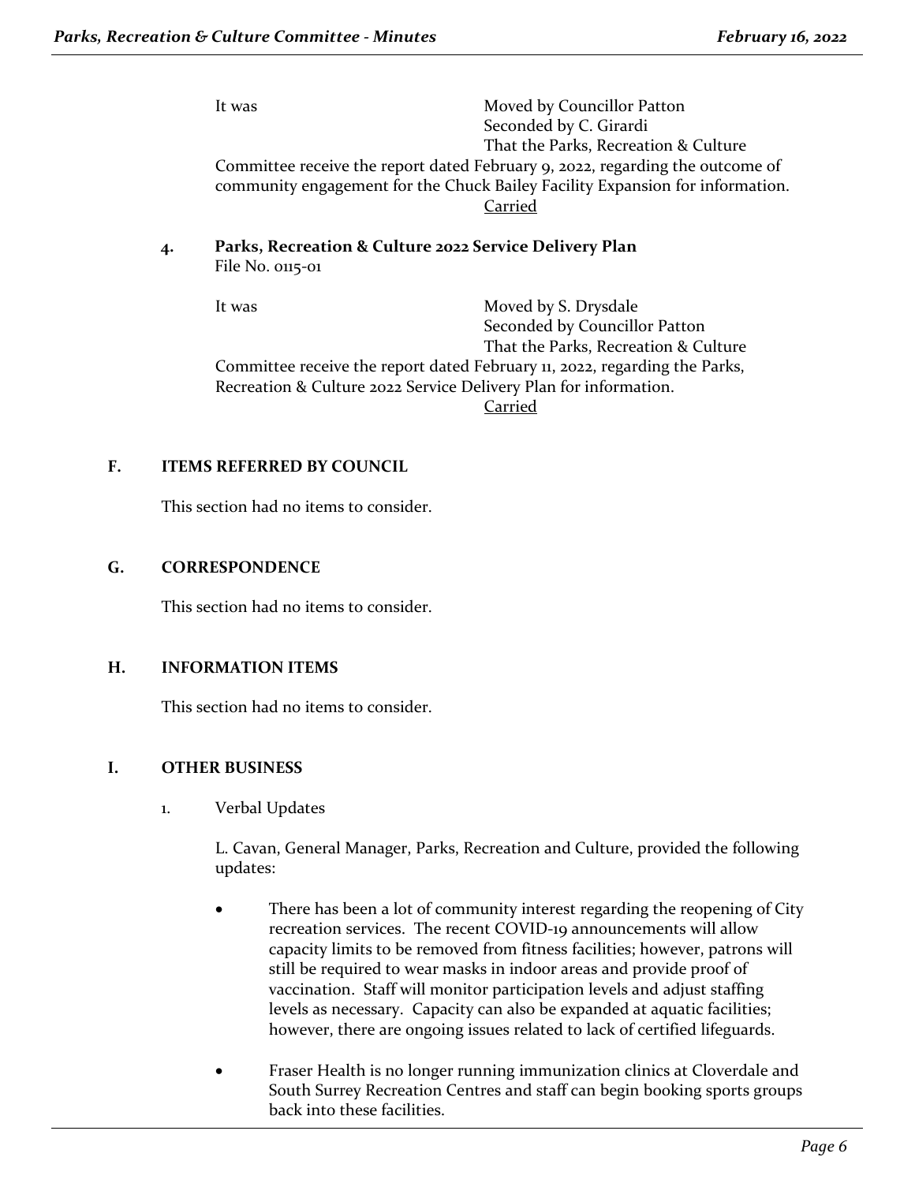It was Moved by Councillor Patton
Seconded by C. Girardi
That the Parks, Recreation & Culture Committee receive the report dated February 9, 2022, regarding the outcome of community engagement for the Chuck Bailey Facility Expansion for information.

Carried

**4. Parks, Recreation & Culture 2022 Service Delivery Plan**
File No. 0115-01

It was Moved by S. Drysdale
Seconded by Councillor Patton
That the Parks, Recreation & Culture Committee receive the report dated February 11, 2022, regarding the Parks, Recreation & Culture 2022 Service Delivery Plan for information.

Carried

## F. ITEMS REFERRED BY COUNCIL

This section had no items to consider.

## G. CORRESPONDENCE

This section had no items to consider.

## H. INFORMATION ITEMS

This section had no items to consider.

## I. OTHER BUSINESS

1. Verbal Updates

L. Cavan, General Manager, Parks, Recreation and Culture, provided the following updates:

- There has been a lot of community interest regarding the reopening of City recreation services. The recent COVID-19 announcements will allow capacity limits to be removed from fitness facilities; however, patrons will still be required to wear masks in indoor areas and provide proof of vaccination. Staff will monitor participation levels and adjust staffing levels as necessary. Capacity can also be expanded at aquatic facilities; however, there are ongoing issues related to lack of certified lifeguards.

- Fraser Health is no longer running immunization clinics at Cloverdale and South Surrey Recreation Centres and staff can begin booking sports groups back into these facilities.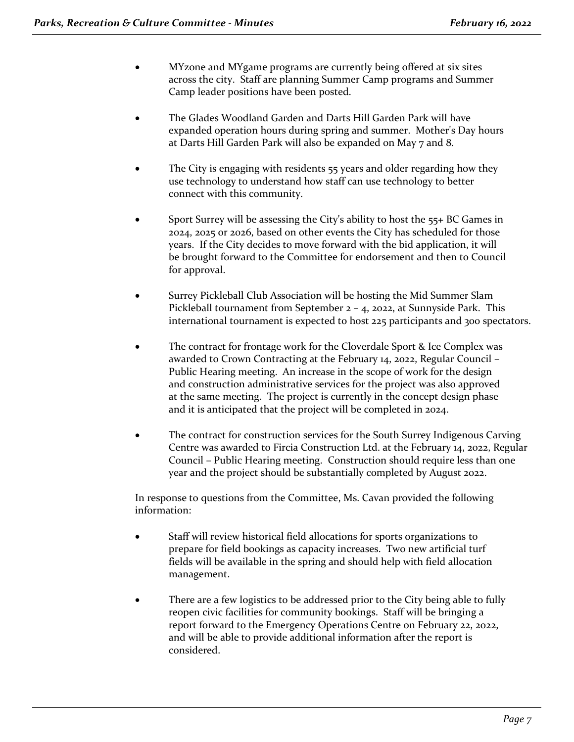- MYzone and MYgame programs are currently being offered at six sites across the city. Staff are planning Summer Camp programs and Summer Camp leader positions have been posted.

- The Glades Woodland Garden and Darts Hill Garden Park will have expanded operation hours during spring and summer. Mother's Day hours at Darts Hill Garden Park will also be expanded on May 7 and 8.

- The City is engaging with residents 55 years and older regarding how they use technology to understand how staff can use technology to better connect with this community.

- Sport Surrey will be assessing the City's ability to host the 55+ BC Games in 2024, 2025 or 2026, based on other events the City has scheduled for those years. If the City decides to move forward with the bid application, it will be brought forward to the Committee for endorsement and then to Council for approval.

- Surrey Pickleball Club Association will be hosting the Mid Summer Slam Pickleball tournament from September 2 – 4, 2022, at Sunnyside Park. This international tournament is expected to host 225 participants and 300 spectators.

- The contract for frontage work for the Cloverdale Sport & Ice Complex was awarded to Crown Contracting at the February 14, 2022, Regular Council – Public Hearing meeting. An increase in the scope of work for the design and construction administrative services for the project was also approved at the same meeting. The project is currently in the concept design phase and it is anticipated that the project will be completed in 2024.

- The contract for construction services for the South Surrey Indigenous Carving Centre was awarded to Fircia Construction Ltd. at the February 14, 2022, Regular Council – Public Hearing meeting. Construction should require less than one year and the project should be substantially completed by August 2022.

In response to questions from the Committee, Ms. Cavan provided the following information:

- Staff will review historical field allocations for sports organizations to prepare for field bookings as capacity increases. Two new artificial turf fields will be available in the spring and should help with field allocation management.

- There are a few logistics to be addressed prior to the City being able to fully reopen civic facilities for community bookings. Staff will be bringing a report forward to the Emergency Operations Centre on February 22, 2022, and will be able to provide additional information after the report is considered.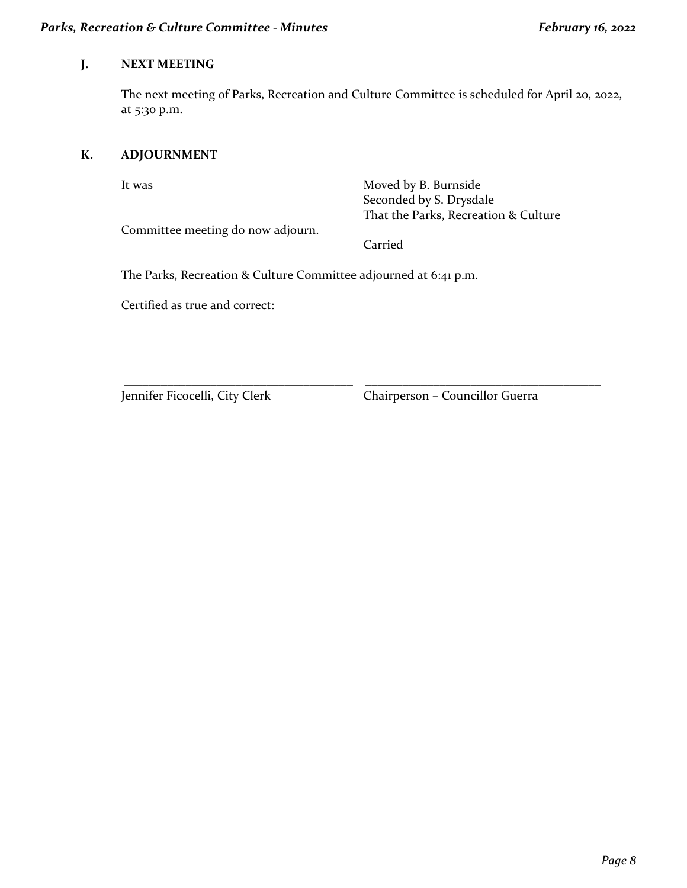## J. NEXT MEETING

The next meeting of Parks, Recreation and Culture Committee is scheduled for April 20, 2022, at 5:30 p.m.

## K. ADJOURNMENT

It was Moved by B. Burnside
Seconded by S. Drysdale
That the Parks, Recreation & Culture Committee meeting do now adjourn.

Carried

The Parks, Recreation & Culture Committee adjourned at 6:41 p.m.

Certified as true and correct:

| ______________________________ | ______________________________ |
| --- | --- |
| Jennifer Ficocelli, City Clerk | Chairperson – Councillor Guerra |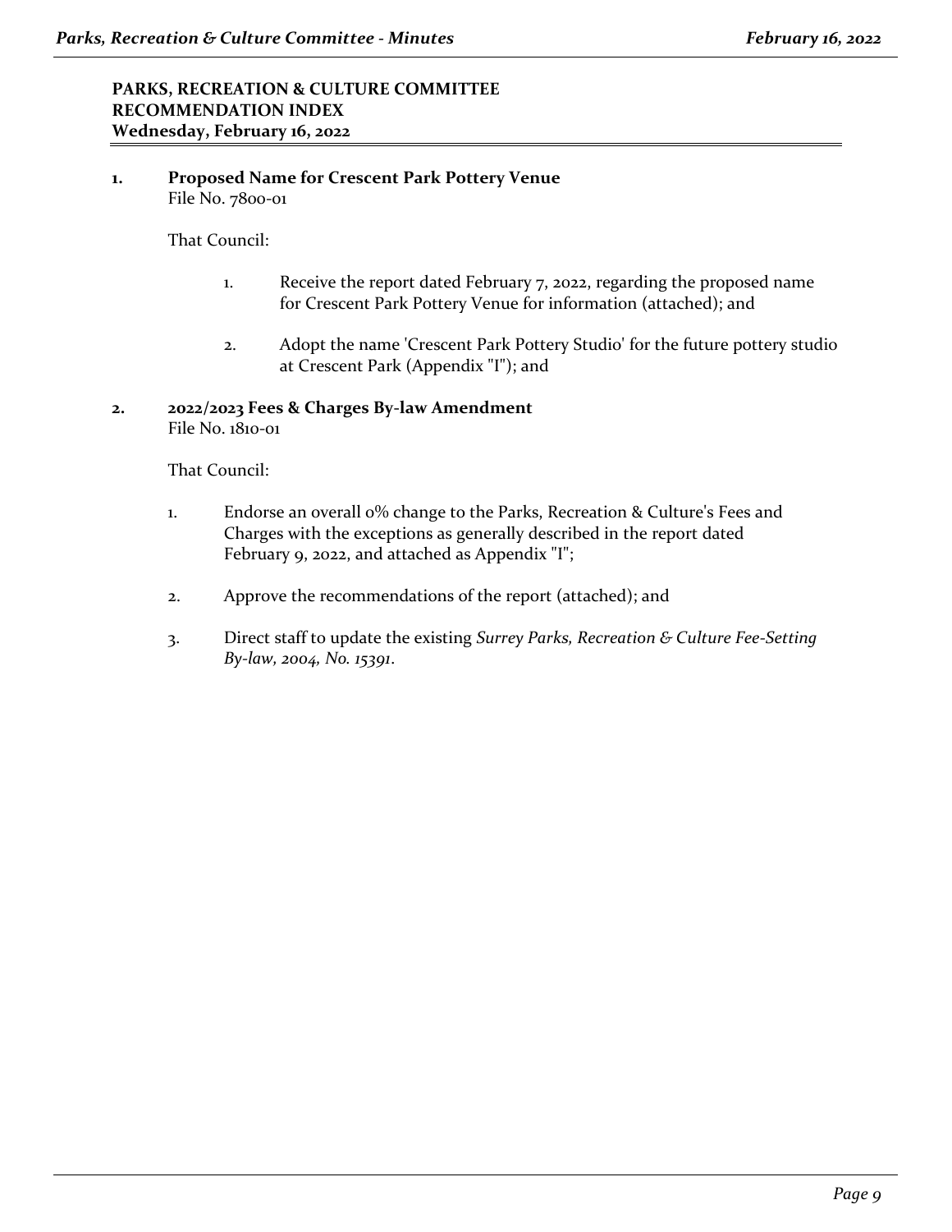**PARKS, RECREATION & CULTURE COMMITTEE**
**RECOMMENDATION INDEX**
**Wednesday, February 16, 2022**

**1. Proposed Name for Crescent Park Pottery Venue**
File No. 7800-01

That Council:

1. Receive the report dated February 7, 2022, regarding the proposed name for Crescent Park Pottery Venue for information (attached); and

2. Adopt the name 'Crescent Park Pottery Studio' for the future pottery studio at Crescent Park (Appendix "I"); and

**2. 2022/2023 Fees & Charges By-law Amendment**
File No. 1810-01

That Council:

1. Endorse an overall 0% change to the Parks, Recreation & Culture's Fees and Charges with the exceptions as generally described in the report dated February 9, 2022, and attached as Appendix "I";

2. Approve the recommendations of the report (attached); and

3. Direct staff to update the existing *Surrey Parks, Recreation & Culture Fee-Setting By-law, 2004, No. 15391*.